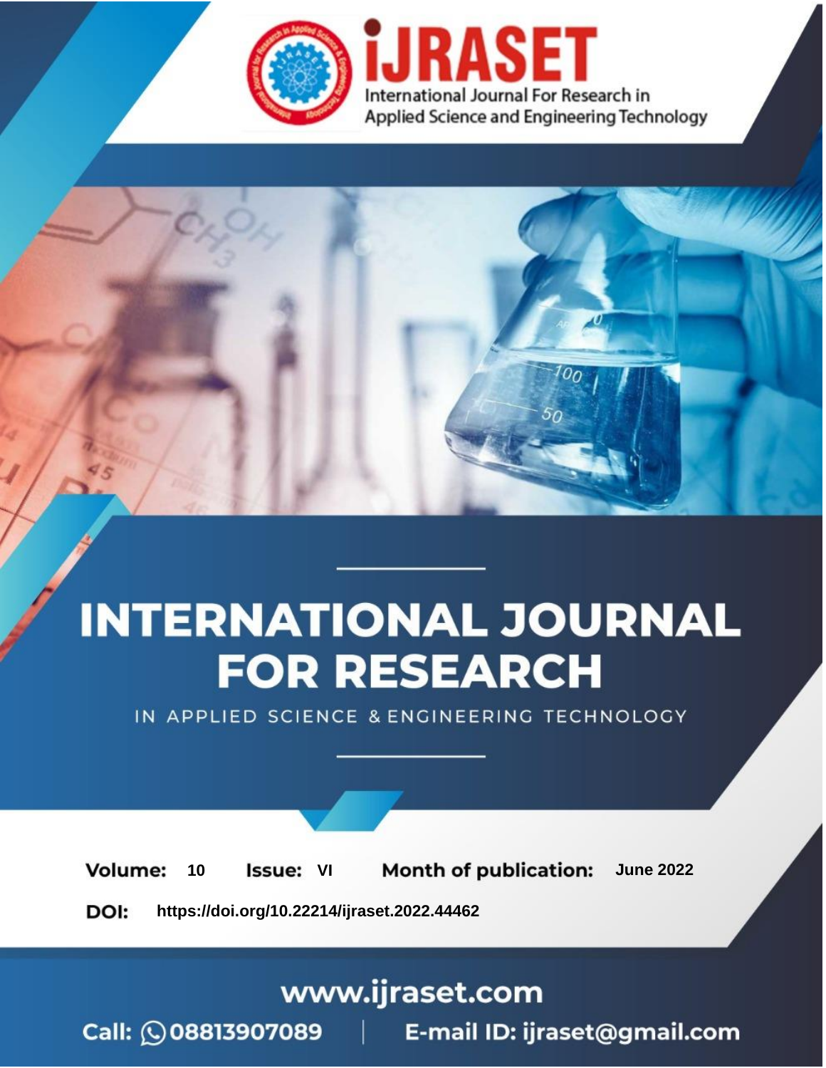# INTERNATIONAL JOURNAL FOR RESEARCH

IN APPLIED SCIENCE & ENGINEERING TECHNOLOGY

**Volume:** 10 **Issue:** VI **Month of publication:** June 2022

**DOI:** https://doi.org/10.22214/ijraset.2022.44462

www.ijraset.com

Call: 08813907089 | E-mail ID: ijraset@gmail.com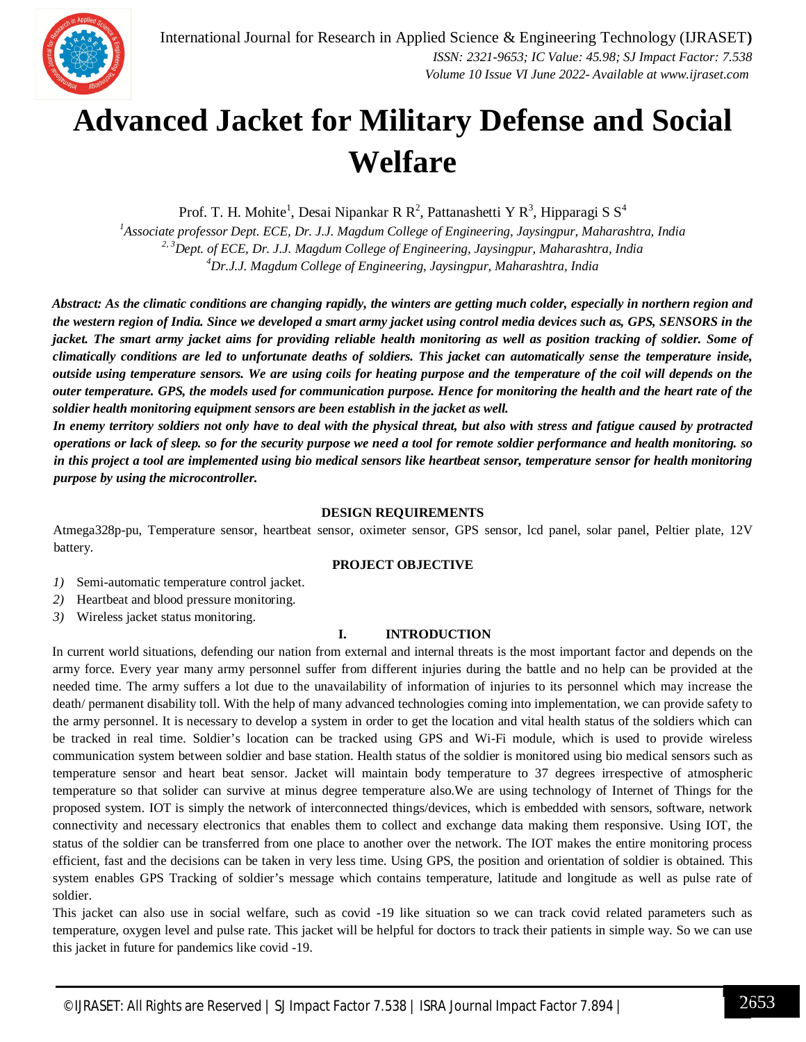# Advanced Jacket for Military Defense and Social Welfare

Prof. T. H. Mohite[1], Desai Nipankar R R[2], Pattanashetti Y R[3], Hipparagi S S[4]

[1]*Associate professor Dept. ECE, Dr. J.J. Magdum College of Engineering, Jaysingpur, Maharashtra, India*
[2, 3]*Dept. of ECE, Dr. J.J. Magdum College of Engineering, Jaysingpur, Maharashtra, India*
[4]*Dr.J.J. Magdum College of Engineering, Jaysingpur, Maharashtra, India*

***Abstract:** As the climatic conditions are changing rapidly, the winters are getting much colder, especially in northern region and the western region of India. Since we developed a smart army jacket using control media devices such as, GPS, SENSORS in the jacket. The smart army jacket aims for providing reliable health monitoring as well as position tracking of soldier. Some of climatically conditions are led to unfortunate deaths of soldiers. This jacket can automatically sense the temperature inside, outside using temperature sensors. We are using coils for heating purpose and the temperature of the coil will depends on the outer temperature. GPS, the models used for communication purpose. Hence for monitoring the health and the heart rate of the soldier health monitoring equipment sensors are been establish in the jacket as well.*

***In enemy territory soldiers not only have to deal with the physical threat, but also with stress and fatigue caused by protracted operations or lack of sleep. so for the security purpose we need a tool for remote soldier performance and health monitoring. so in this project a tool are implemented using bio medical sensors like heartbeat sensor, temperature sensor for health monitoring purpose by using the microcontroller.***

## DESIGN REQUIREMENTS

Atmega328p-pu, Temperature sensor, heartbeat sensor, oximeter sensor, GPS sensor, lcd panel, solar panel, Peltier plate, 12V battery.

## PROJECT OBJECTIVE

1) Semi-automatic temperature control jacket.
2) Heartbeat and blood pressure monitoring.
3) Wireless jacket status monitoring.

## I. INTRODUCTION

In current world situations, defending our nation from external and internal threats is the most important factor and depends on the army force. Every year many army personnel suffer from different injuries during the battle and no help can be provided at the needed time. The army suffers a lot due to the unavailability of information of injuries to its personnel which may increase the death/ permanent disability toll. With the help of many advanced technologies coming into implementation, we can provide safety to the army personnel. It is necessary to develop a system in order to get the location and vital health status of the soldiers which can be tracked in real time. Soldier's location can be tracked using GPS and Wi-Fi module, which is used to provide wireless communication system between soldier and base station. Health status of the soldier is monitored using bio medical sensors such as temperature sensor and heart beat sensor. Jacket will maintain body temperature to 37 degrees irrespective of atmospheric temperature so that solider can survive at minus degree temperature also.We are using technology of Internet of Things for the proposed system. IOT is simply the network of interconnected things/devices, which is embedded with sensors, software, network connectivity and necessary electronics that enables them to collect and exchange data making them responsive. Using IOT, the status of the soldier can be transferred from one place to another over the network. The IOT makes the entire monitoring process efficient, fast and the decisions can be taken in very less time. Using GPS, the position and orientation of soldier is obtained. This system enables GPS Tracking of soldier's message which contains temperature, latitude and longitude as well as pulse rate of soldier.

This jacket can also use in social welfare, such as covid -19 like situation so we can track covid related parameters such as temperature, oxygen level and pulse rate. This jacket will be helpful for doctors to track their patients in simple way. So we can use this jacket in future for pandemics like covid -19.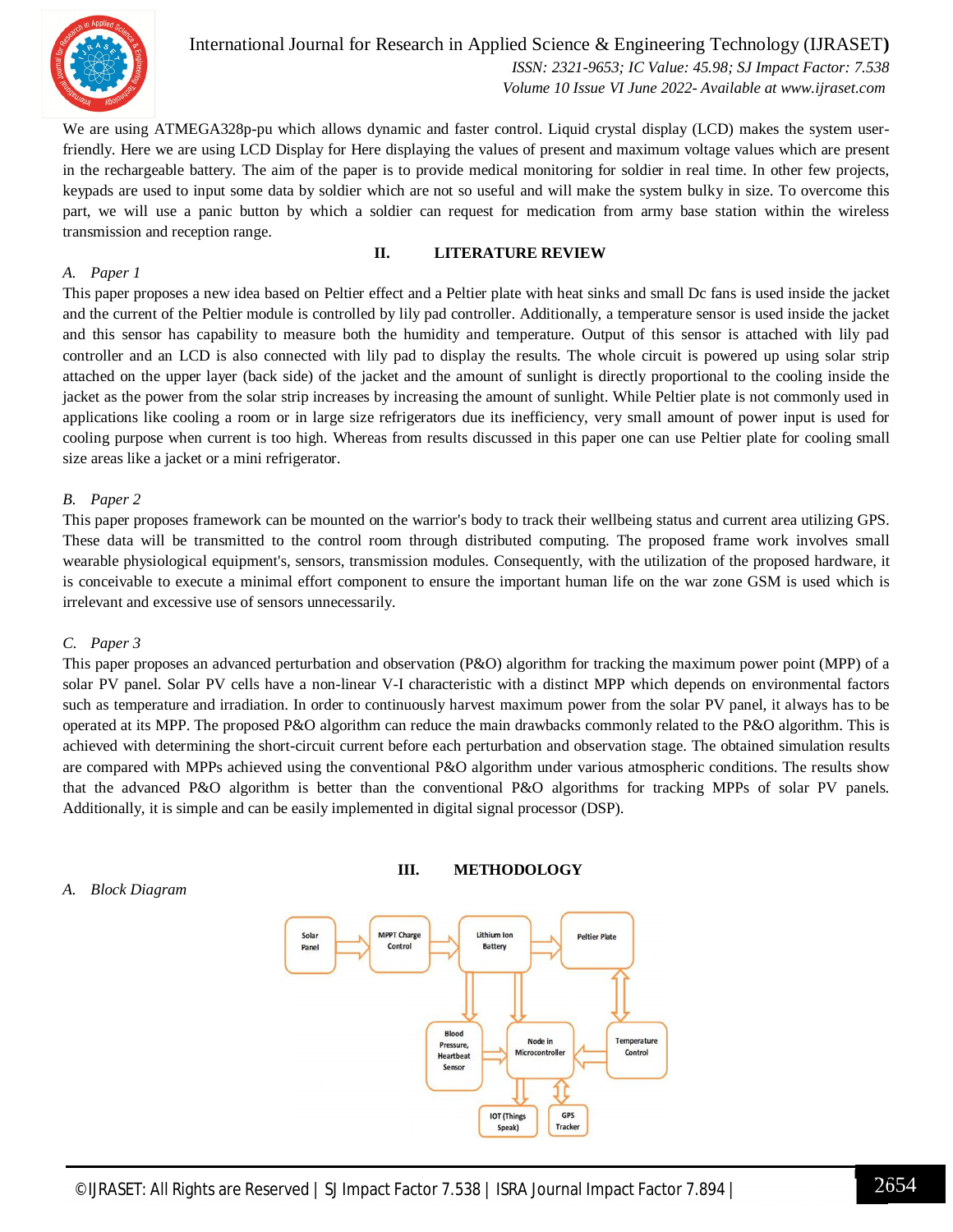We are using ATMEGA328p-pu which allows dynamic and faster control. Liquid crystal display (LCD) makes the system user-friendly. Here we are using LCD Display for Here displaying the values of present and maximum voltage values which are present in the rechargeable battery. The aim of the paper is to provide medical monitoring for soldier in real time. In other few projects, keypads are used to input some data by soldier which are not so useful and will make the system bulky in size. To overcome this part, we will use a panic button by which a soldier can request for medication from army base station within the wireless transmission and reception range.

## II. LITERATURE REVIEW

### *A. Paper 1*

This paper proposes a new idea based on Peltier effect and a Peltier plate with heat sinks and small Dc fans is used inside the jacket and the current of the Peltier module is controlled by lily pad controller. Additionally, a temperature sensor is used inside the jacket and this sensor has capability to measure both the humidity and temperature. Output of this sensor is attached with lily pad controller and an LCD is also connected with lily pad to display the results. The whole circuit is powered up using solar strip attached on the upper layer (back side) of the jacket and the amount of sunlight is directly proportional to the cooling inside the jacket as the power from the solar strip increases by increasing the amount of sunlight. While Peltier plate is not commonly used in applications like cooling a room or in large size refrigerators due its inefficiency, very small amount of power input is used for cooling purpose when current is too high. Whereas from results discussed in this paper one can use Peltier plate for cooling small size areas like a jacket or a mini refrigerator.

### *B. Paper 2*

This paper proposes framework can be mounted on the warrior's body to track their wellbeing status and current area utilizing GPS. These data will be transmitted to the control room through distributed computing. The proposed frame work involves small wearable physiological equipment's, sensors, transmission modules. Consequently, with the utilization of the proposed hardware, it is conceivable to execute a minimal effort component to ensure the important human life on the war zone GSM is used which is irrelevant and excessive use of sensors unnecessarily.

### *C. Paper 3*

This paper proposes an advanced perturbation and observation (P&O) algorithm for tracking the maximum power point (MPP) of a solar PV panel. Solar PV cells have a non-linear V-I characteristic with a distinct MPP which depends on environmental factors such as temperature and irradiation. In order to continuously harvest maximum power from the solar PV panel, it always has to be operated at its MPP. The proposed P&O algorithm can reduce the main drawbacks commonly related to the P&O algorithm. This is achieved with determining the short-circuit current before each perturbation and observation stage. The obtained simulation results are compared with MPPs achieved using the conventional P&O algorithm under various atmospheric conditions. The results show that the advanced P&O algorithm is better than the conventional P&O algorithms for tracking MPPs of solar PV panels. Additionally, it is simple and can be easily implemented in digital signal processor (DSP).

## III. METHODOLOGY

### *A. Block Diagram*

Solar Panel → MPPT Charge Control → Lithium Ion Battery → Peltier Plate

Peltier Plate ↔ Temperature Control

Lithium Ion Battery → Blood Pressure, Heartbeat Sensor

Lithium Ion Battery → Node in Microcontroller

Blood Pressure, Heartbeat Sensor → Node in Microcontroller

Temperature Control → Node in Microcontroller

Node in Microcontroller → IOT (Things Speak)

Node in Microcontroller ↔ GPS Tracker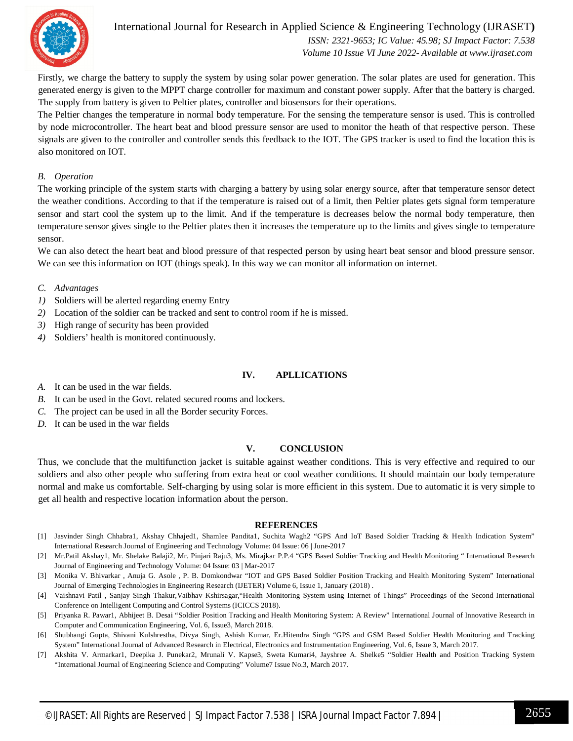Firstly, we charge the battery to supply the system by using solar power generation. The solar plates are used for generation. This generated energy is given to the MPPT charge controller for maximum and constant power supply. After that the battery is charged. The supply from battery is given to Peltier plates, controller and biosensors for their operations.

The Peltier changes the temperature in normal body temperature. For the sensing the temperature sensor is used. This is controlled by node microcontroller. The heart beat and blood pressure sensor are used to monitor the heath of that respective person. These signals are given to the controller and controller sends this feedback to the IOT. The GPS tracker is used to find the location this is also monitored on IOT.

### *B. Operation*

The working principle of the system starts with charging a battery by using solar energy source, after that temperature sensor detect the weather conditions. According to that if the temperature is raised out of a limit, then Peltier plates gets signal form temperature sensor and start cool the system up to the limit. And if the temperature is decreases below the normal body temperature, then temperature sensor gives single to the Peltier plates then it increases the temperature up to the limits and gives single to temperature sensor.

We can also detect the heart beat and blood pressure of that respected person by using heart beat sensor and blood pressure sensor. We can see this information on IOT (things speak). In this way we can monitor all information on internet.

### *C. Advantages*

1) Soldiers will be alerted regarding enemy Entry
2) Location of the soldier can be tracked and sent to control room if he is missed.
3) High range of security has been provided
4) Soldiers' health is monitored continuously.

## IV. APLLICATIONS

*A.* It can be used in the war fields.
*B.* It can be used in the Govt. related secured rooms and lockers.
*C.* The project can be used in all the Border security Forces.
*D.* It can be used in the war fields

## V. CONCLUSION

Thus, we conclude that the multifunction jacket is suitable against weather conditions. This is very effective and required to our soldiers and also other people who suffering from extra heat or cool weather conditions. It should maintain our body temperature normal and make us comfortable. Self-charging by using solar is more efficient in this system. Due to automatic it is very simple to get all health and respective location information about the person.

## REFERENCES

[1] Jasvinder Singh Chhabra1, Akshay Chhajed1, Shamlee Pandita1, Suchita Wagh2 "GPS And IoT Based Soldier Tracking & Health Indication System" International Research Journal of Engineering and Technology Volume: 04 Issue: 06 | June-2017

[2] Mr.Patil Akshay1, Mr. Shelake Balaji2, Mr. Pinjari Raju3, Ms. Mirajkar P.P.4 "GPS Based Soldier Tracking and Health Monitoring " International Research Journal of Engineering and Technology Volume: 04 Issue: 03 | Mar-2017

[3] Monika V. Bhivarkar , Anuja G. Asole , P. B. Domkondwar "IOT and GPS Based Soldier Position Tracking and Health Monitoring System" International Journal of Emerging Technologies in Engineering Research (IJETER) Volume 6, Issue 1, January (2018) .

[4] Vaishnavi Patil , Sanjay Singh Thakur,Vaibhav Kshirsagar,"Health Monitoring System using Internet of Things" Proceedings of the Second International Conference on Intelligent Computing and Control Systems (ICICCS 2018).

[5] Priyanka R. Pawar1, Abhijeet B. Desai "Soldier Position Tracking and Health Monitoring System: A Review" International Journal of Innovative Research in Computer and Communication Engineering, Vol. 6, Issue3, March 2018.

[6] Shubhangi Gupta, Shivani Kulshrestha, Divya Singh, Ashish Kumar, Er.Hitendra Singh "GPS and GSM Based Soldier Health Monitoring and Tracking System" International Journal of Advanced Research in Electrical, Electronics and Instrumentation Engineering, Vol. 6, Issue 3, March 2017.

[7] Akshita V. Armarkar1, Deepika J. Punekar2, Mrunali V. Kapse3, Sweta Kumari4, Jayshree A. Shelke5 "Soldier Health and Position Tracking System "International Journal of Engineering Science and Computing" Volume7 Issue No.3, March 2017.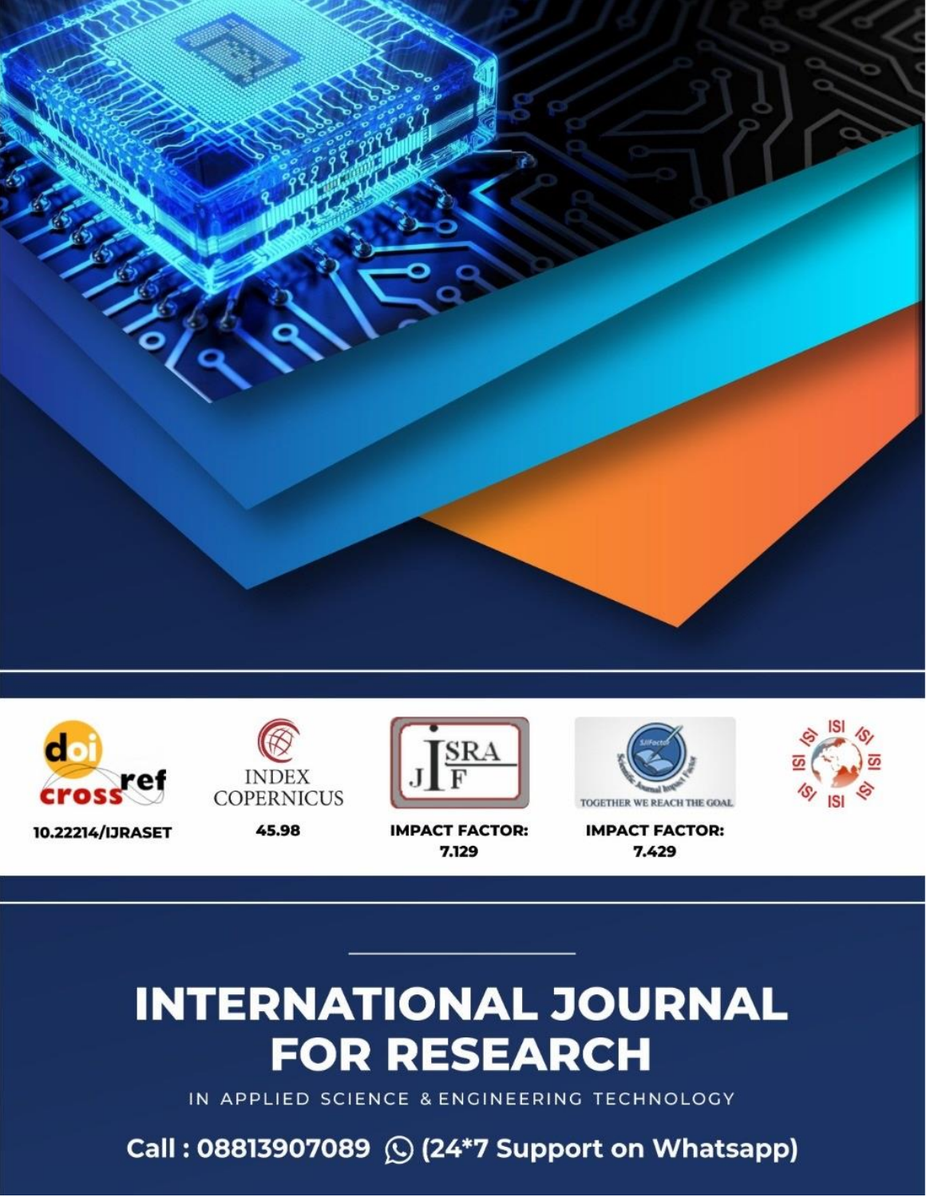10.22214/IJRASET

45.98

IMPACT FACTOR: 7.129

IMPACT FACTOR: 7.429

# INTERNATIONAL JOURNAL FOR RESEARCH

IN APPLIED SCIENCE & ENGINEERING TECHNOLOGY

Call : 08813907089 (24*7 Support on Whatsapp)